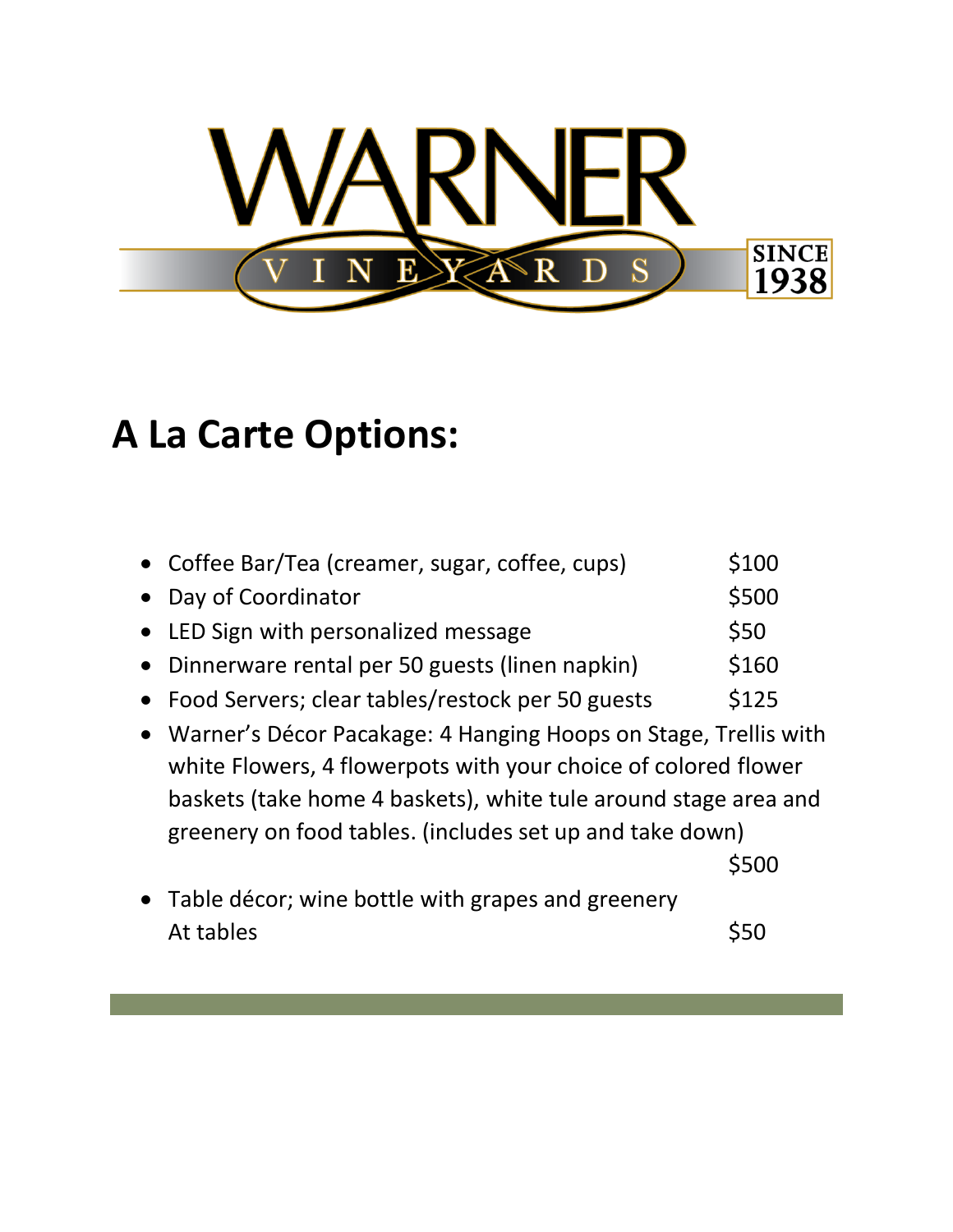# WARNER VINEYARDS

SINCE 1938

## A La Carte Options:

- Coffee Bar/Tea (creamer, sugar, coffee, cups) $100
- Day of Coordinator $500
- LED Sign with personalized message $50
- Dinnerware rental per 50 guests (linen napkin) $160
- Food Servers; clear tables/restock per 50 guests $125
- Warner's Décor Pacakage: 4 Hanging Hoops on Stage, Trellis with white Flowers, 4 flowerpots with your choice of colored flower baskets (take home 4 baskets), white tule around stage area and greenery on food tables. (includes set up and take down) $500
- Table décor; wine bottle with grapes and greenery At tables $50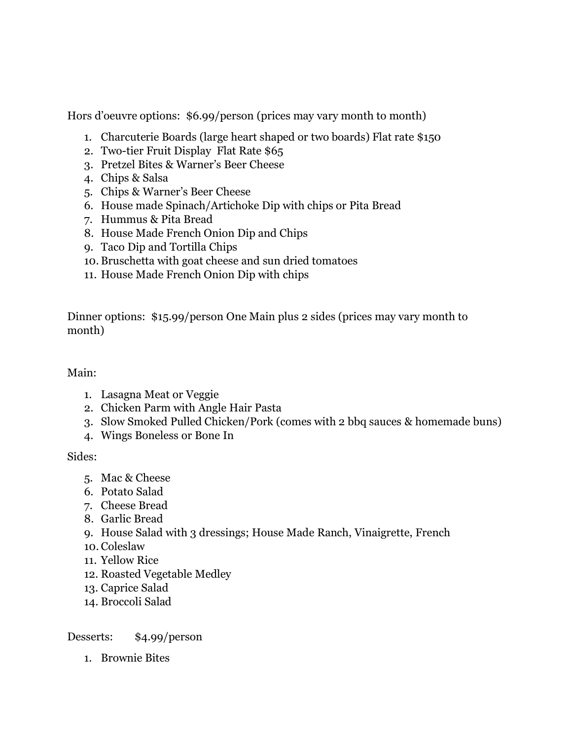Hors d'oeuvre options: $6.99/person (prices may vary month to month)

1. Charcuterie Boards (large heart shaped or two boards) Flat rate $150
2. Two-tier Fruit Display Flat Rate $65
3. Pretzel Bites & Warner's Beer Cheese
4. Chips & Salsa
5. Chips & Warner's Beer Cheese
6. House made Spinach/Artichoke Dip with chips or Pita Bread
7. Hummus & Pita Bread
8. House Made French Onion Dip and Chips
9. Taco Dip and Tortilla Chips
10. Bruschetta with goat cheese and sun dried tomatoes
11. House Made French Onion Dip with chips

Dinner options: $15.99/person One Main plus 2 sides (prices may vary month to month)

Main:

1. Lasagna Meat or Veggie
2. Chicken Parm with Angle Hair Pasta
3. Slow Smoked Pulled Chicken/Pork (comes with 2 bbq sauces & homemade buns)
4. Wings Boneless or Bone In

Sides:

5. Mac & Cheese
6. Potato Salad
7. Cheese Bread
8. Garlic Bread
9. House Salad with 3 dressings; House Made Ranch, Vinaigrette, French
10. Coleslaw
11. Yellow Rice
12. Roasted Vegetable Medley
13. Caprice Salad
14. Broccoli Salad

Desserts: $4.99/person

1. Brownie Bites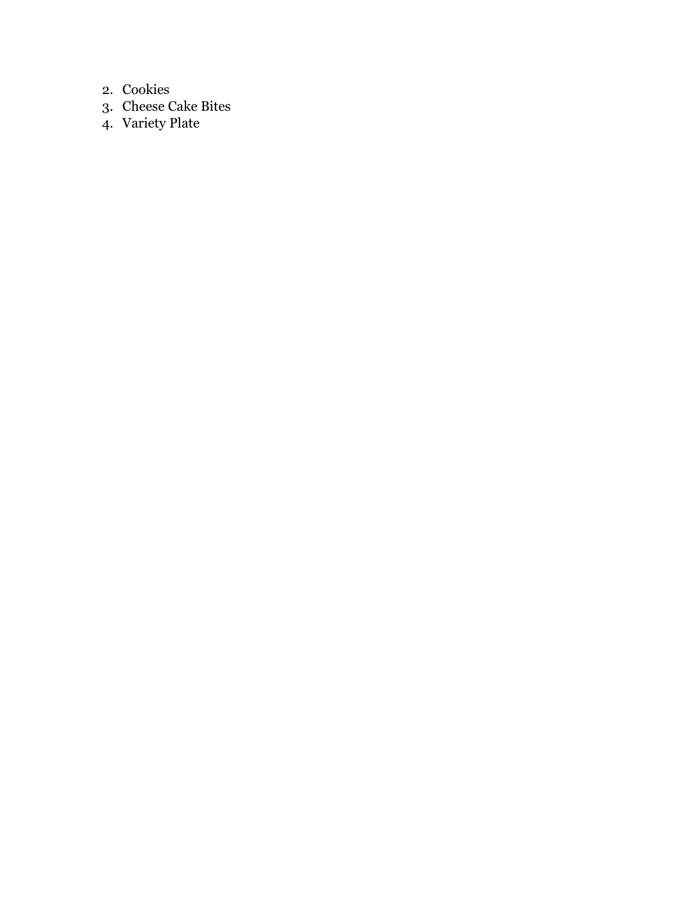2. Cookies
3. Cheese Cake Bites
4. Variety Plate